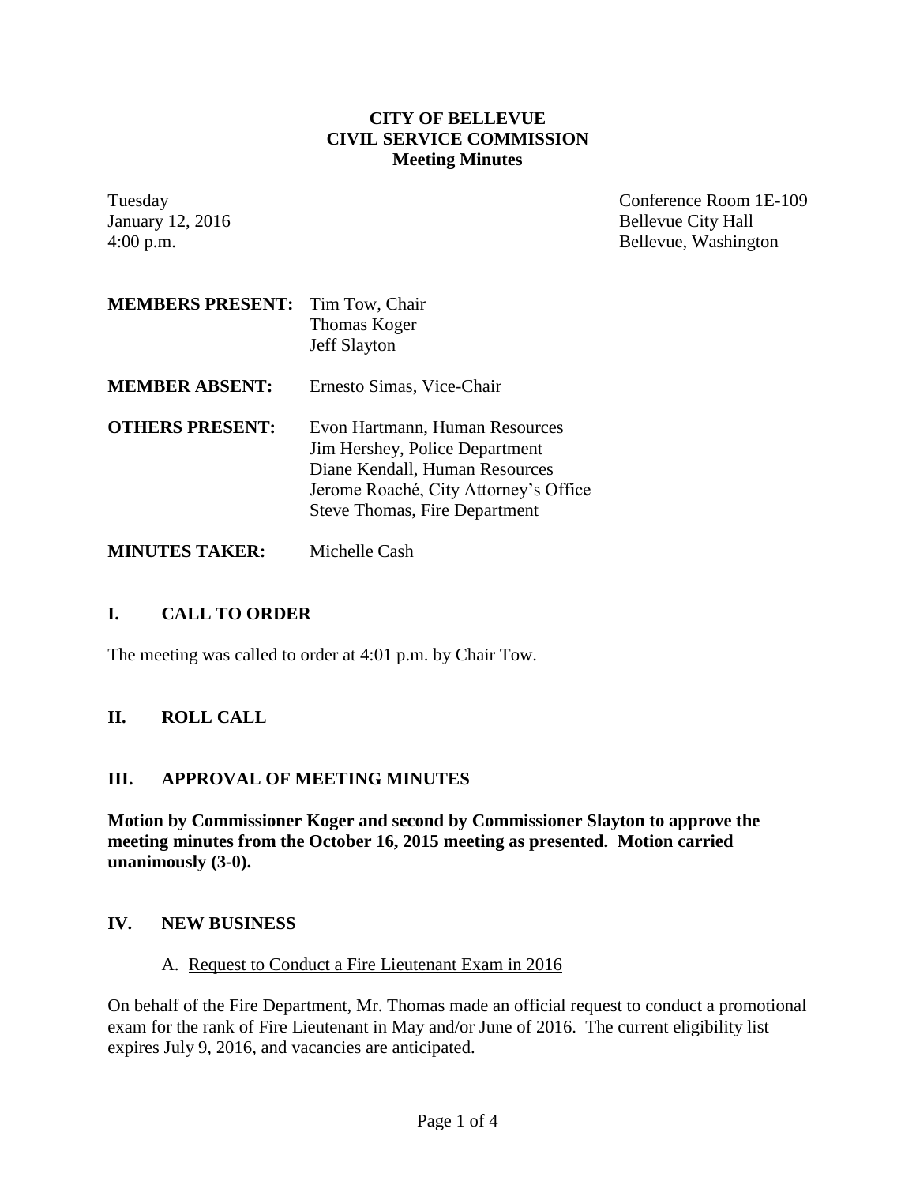# CITY OF BELLEVUE
# CIVIL SERVICE COMMISSION
## Meeting Minutes

Tuesday
January 12, 2016
4:00 p.m.

Conference Room 1E-109
Bellevue City Hall
Bellevue, Washington

| | |
|---|---|
| **MEMBERS PRESENT:** | Tim Tow, Chair<br>Thomas Koger<br>Jeff Slayton |
| **MEMBER ABSENT:** | Ernesto Simas, Vice-Chair |
| **OTHERS PRESENT:** | Evon Hartmann, Human Resources<br>Jim Hershey, Police Department<br>Diane Kendall, Human Resources<br>Jerome Roaché, City Attorney's Office<br>Steve Thomas, Fire Department |
| **MINUTES TAKER:** | Michelle Cash |

## I. CALL TO ORDER

The meeting was called to order at 4:01 p.m. by Chair Tow.

## II. ROLL CALL

## III. APPROVAL OF MEETING MINUTES

**Motion by Commissioner Koger and second by Commissioner Slayton to approve the meeting minutes from the October 16, 2015 meeting as presented. Motion carried unanimously (3-0).**

## IV. NEW BUSINESS

A. Request to Conduct a Fire Lieutenant Exam in 2016

On behalf of the Fire Department, Mr. Thomas made an official request to conduct a promotional exam for the rank of Fire Lieutenant in May and/or June of 2016. The current eligibility list expires July 9, 2016, and vacancies are anticipated.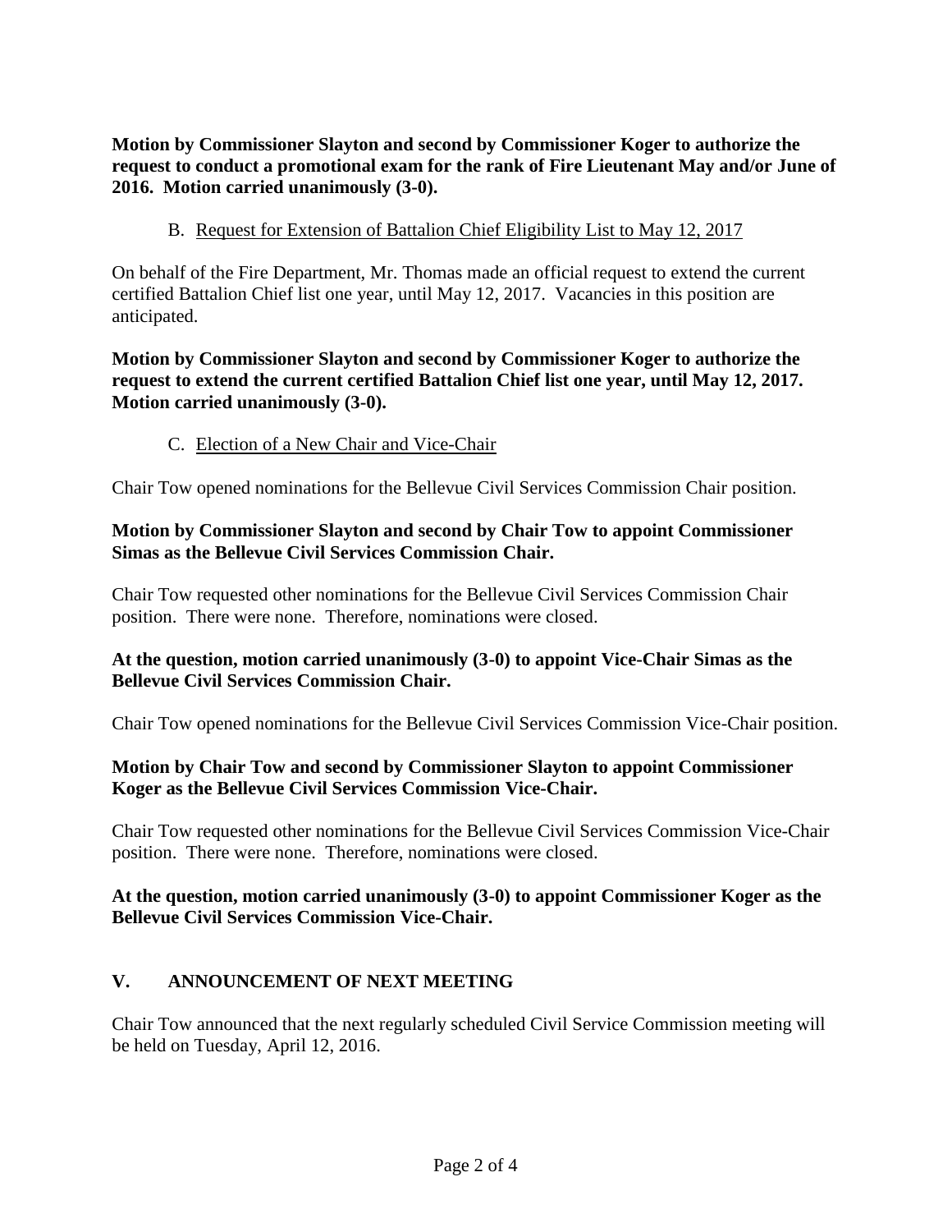**Motion by Commissioner Slayton and second by Commissioner Koger to authorize the request to conduct a promotional exam for the rank of Fire Lieutenant May and/or June of 2016. Motion carried unanimously (3-0).**

B. <u>Request for Extension of Battalion Chief Eligibility List to May 12, 2017</u>

On behalf of the Fire Department, Mr. Thomas made an official request to extend the current certified Battalion Chief list one year, until May 12, 2017. Vacancies in this position are anticipated.

**Motion by Commissioner Slayton and second by Commissioner Koger to authorize the request to extend the current certified Battalion Chief list one year, until May 12, 2017. Motion carried unanimously (3-0).**

C. <u>Election of a New Chair and Vice-Chair</u>

Chair Tow opened nominations for the Bellevue Civil Services Commission Chair position.

**Motion by Commissioner Slayton and second by Chair Tow to appoint Commissioner Simas as the Bellevue Civil Services Commission Chair.**

Chair Tow requested other nominations for the Bellevue Civil Services Commission Chair position. There were none. Therefore, nominations were closed.

**At the question, motion carried unanimously (3-0) to appoint Vice-Chair Simas as the Bellevue Civil Services Commission Chair.**

Chair Tow opened nominations for the Bellevue Civil Services Commission Vice-Chair position.

**Motion by Chair Tow and second by Commissioner Slayton to appoint Commissioner Koger as the Bellevue Civil Services Commission Vice-Chair.**

Chair Tow requested other nominations for the Bellevue Civil Services Commission Vice-Chair position. There were none. Therefore, nominations were closed.

**At the question, motion carried unanimously (3-0) to appoint Commissioner Koger as the Bellevue Civil Services Commission Vice-Chair.**

## V. ANNOUNCEMENT OF NEXT MEETING

Chair Tow announced that the next regularly scheduled Civil Service Commission meeting will be held on Tuesday, April 12, 2016.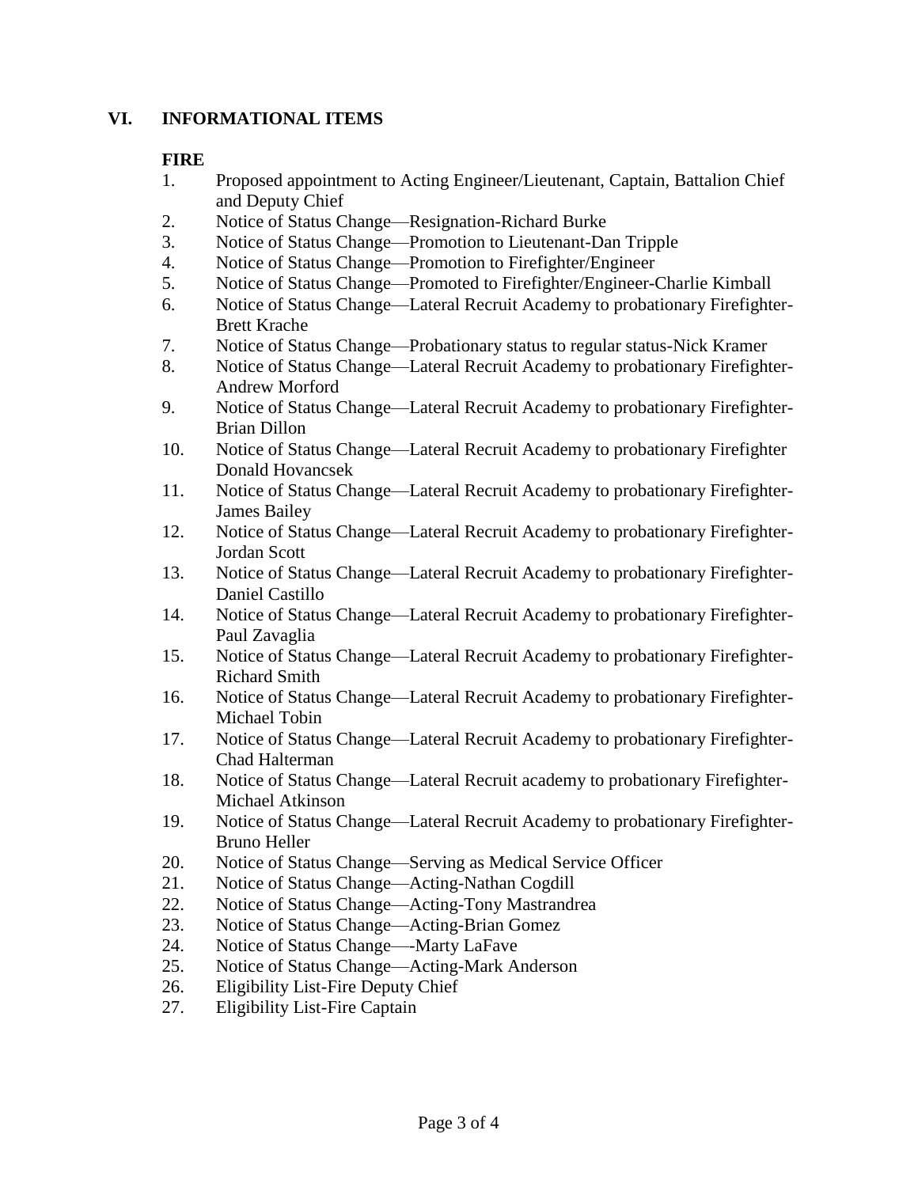## VI. INFORMATIONAL ITEMS

**FIRE**

1. Proposed appointment to Acting Engineer/Lieutenant, Captain, Battalion Chief and Deputy Chief
2. Notice of Status Change—Resignation-Richard Burke
3. Notice of Status Change—Promotion to Lieutenant-Dan Tripple
4. Notice of Status Change—Promotion to Firefighter/Engineer
5. Notice of Status Change—Promoted to Firefighter/Engineer-Charlie Kimball
6. Notice of Status Change—Lateral Recruit Academy to probationary Firefighter-Brett Krache
7. Notice of Status Change—Probationary status to regular status-Nick Kramer
8. Notice of Status Change—Lateral Recruit Academy to probationary Firefighter-Andrew Morford
9. Notice of Status Change—Lateral Recruit Academy to probationary Firefighter-Brian Dillon
10. Notice of Status Change—Lateral Recruit Academy to probationary Firefighter Donald Hovancsek
11. Notice of Status Change—Lateral Recruit Academy to probationary Firefighter-James Bailey
12. Notice of Status Change—Lateral Recruit Academy to probationary Firefighter-Jordan Scott
13. Notice of Status Change—Lateral Recruit Academy to probationary Firefighter-Daniel Castillo
14. Notice of Status Change—Lateral Recruit Academy to probationary Firefighter-Paul Zavaglia
15. Notice of Status Change—Lateral Recruit Academy to probationary Firefighter-Richard Smith
16. Notice of Status Change—Lateral Recruit Academy to probationary Firefighter-Michael Tobin
17. Notice of Status Change—Lateral Recruit Academy to probationary Firefighter-Chad Halterman
18. Notice of Status Change—Lateral Recruit academy to probationary Firefighter-Michael Atkinson
19. Notice of Status Change—Lateral Recruit Academy to probationary Firefighter-Bruno Heller
20. Notice of Status Change—Serving as Medical Service Officer
21. Notice of Status Change—Acting-Nathan Cogdill
22. Notice of Status Change—Acting-Tony Mastrandrea
23. Notice of Status Change—Acting-Brian Gomez
24. Notice of Status Change—-Marty LaFave
25. Notice of Status Change—Acting-Mark Anderson
26. Eligibility List-Fire Deputy Chief
27. Eligibility List-Fire Captain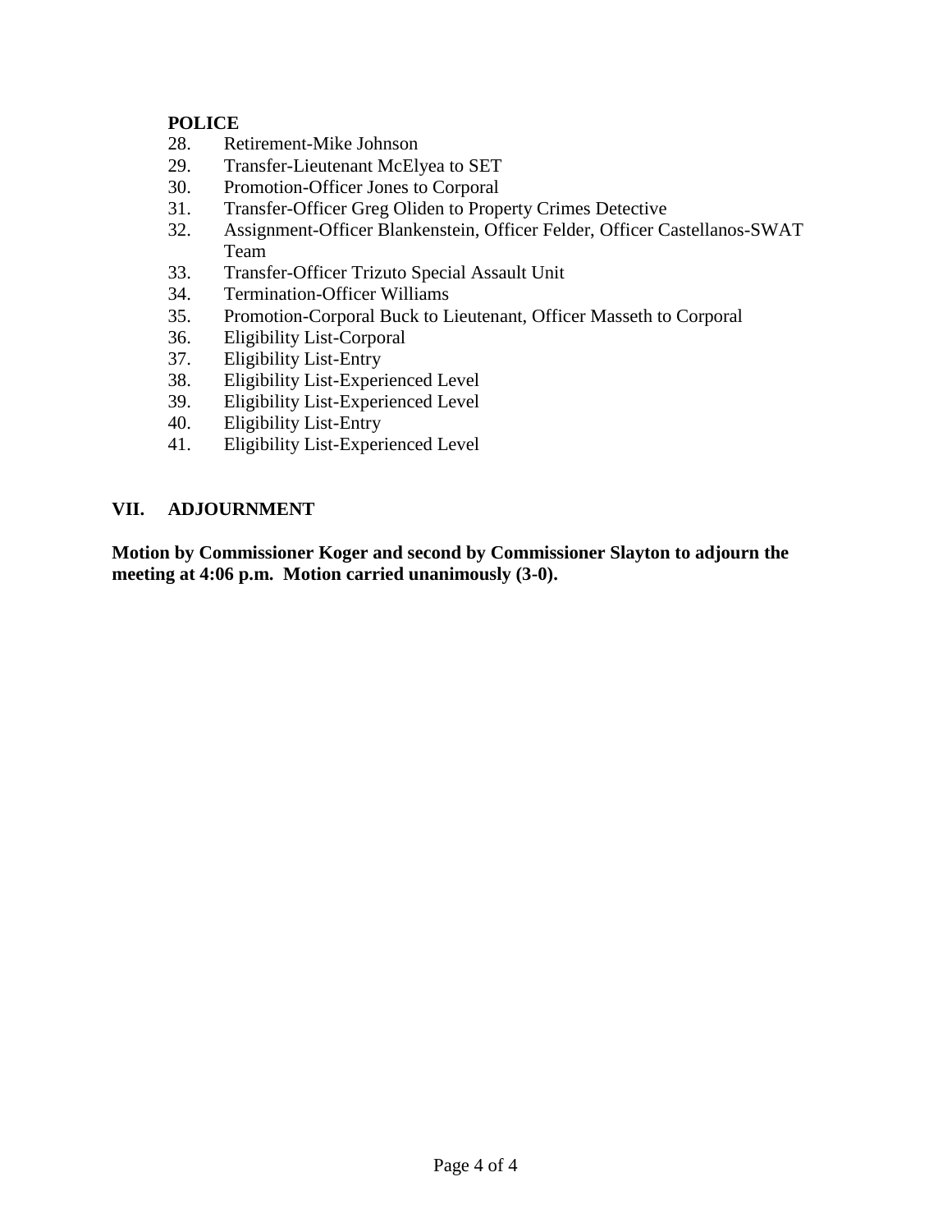**POLICE**

28. Retirement-Mike Johnson
29. Transfer-Lieutenant McElyea to SET
30. Promotion-Officer Jones to Corporal
31. Transfer-Officer Greg Oliden to Property Crimes Detective
32. Assignment-Officer Blankenstein, Officer Felder, Officer Castellanos-SWAT Team
33. Transfer-Officer Trizuto Special Assault Unit
34. Termination-Officer Williams
35. Promotion-Corporal Buck to Lieutenant, Officer Masseth to Corporal
36. Eligibility List-Corporal
37. Eligibility List-Entry
38. Eligibility List-Experienced Level
39. Eligibility List-Experienced Level
40. Eligibility List-Entry
41. Eligibility List-Experienced Level

## VII. ADJOURNMENT

**Motion by Commissioner Koger and second by Commissioner Slayton to adjourn the meeting at 4:06 p.m. Motion carried unanimously (3-0).**